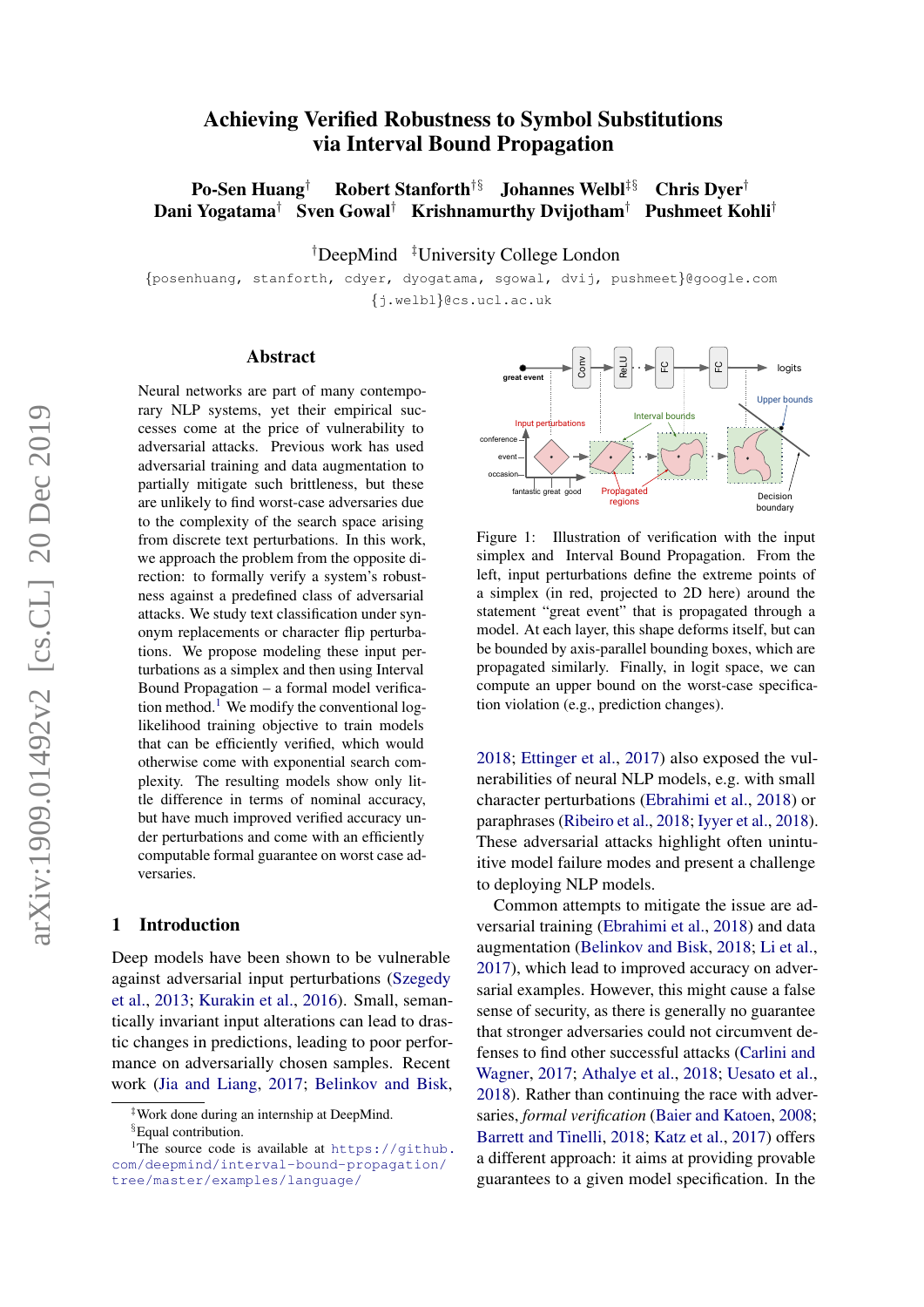# Achieving Verified Robustness to Symbol Substitutions via Interval Bound Propagation

**Po-Sen Huang**[†] **Robert Stanforth**[†§] **Johannes Welbl**[‡§] **Chris Dyer**[†]
**Dani Yogatama**[†] **Sven Gowal**[†] **Krishnamurthy Dvijotham**[†] **Pushmeet Kohli**[†]

[†]DeepMind [‡]University College London

{posenhuang, stanforth, cdyer, dyogatama, sgowal, dvij, pushmeet}@google.com
{j.welbl}@cs.ucl.ac.uk

## Abstract

Neural networks are part of many contemporary NLP systems, yet their empirical successes come at the price of vulnerability to adversarial attacks. Previous work has used adversarial training and data augmentation to partially mitigate such brittleness, but these are unlikely to find worst-case adversaries due to the complexity of the search space arising from discrete text perturbations. In this work, we approach the problem from the opposite direction: to formally verify a system's robustness against a predefined class of adversarial attacks. We study text classification under synonym replacements or character flip perturbations. We propose modeling these input perturbations as a simplex and then using Interval Bound Propagation – a formal model verification method.[1] We modify the conventional log-likelihood training objective to train models that can be efficiently verified, which would otherwise come with exponential search complexity. The resulting models show only little difference in terms of nominal accuracy, but have much improved verified accuracy under perturbations and come with an efficiently computable formal guarantee on worst case adversaries.

## 1 Introduction

Deep models have been shown to be vulnerable against adversarial input perturbations (Szegedy et al., 2013; Kurakin et al., 2016). Small, semantically invariant input alterations can lead to drastic changes in predictions, leading to poor performance on adversarially chosen samples. Recent work (Jia and Liang, 2017; Belinkov and Bisk, 2018; Ettinger et al., 2017) also exposed the vulnerabilities of neural NLP models, e.g. with small character perturbations (Ebrahimi et al., 2018) or paraphrases (Ribeiro et al., 2018; Iyyer et al., 2018). These adversarial attacks highlight often unintuitive model failure modes and present a challenge to deploying NLP models.

Figure 1: Illustration of verification with the input simplex and Interval Bound Propagation. From the left, input perturbations define the extreme points of a simplex (in red, projected to 2D here) around the statement "great event" that is propagated through a model. At each layer, this shape deforms itself, but can be bounded by axis-parallel bounding boxes, which are propagated similarly. Finally, in logit space, we can compute an upper bound on the worst-case specification violation (e.g., prediction changes).

Common attempts to mitigate the issue are adversarial training (Ebrahimi et al., 2018) and data augmentation (Belinkov and Bisk, 2018; Li et al., 2017), which lead to improved accuracy on adversarial examples. However, this might cause a false sense of security, as there is generally no guarantee that stronger adversaries could not circumvent defenses to find other successful attacks (Carlini and Wagner, 2017; Athalye et al., 2018; Uesato et al., 2018). Rather than continuing the race with adversaries, *formal verification* (Baier and Katoen, 2008; Barrett and Tinelli, 2018; Katz et al., 2017) offers a different approach: it aims at providing provable guarantees to a given model specification. In the

[‡]Work done during an internship at DeepMind.
[§]Equal contribution.
[1]The source code is available at https://github.com/deepmind/interval-bound-propagation/tree/master/examples/language/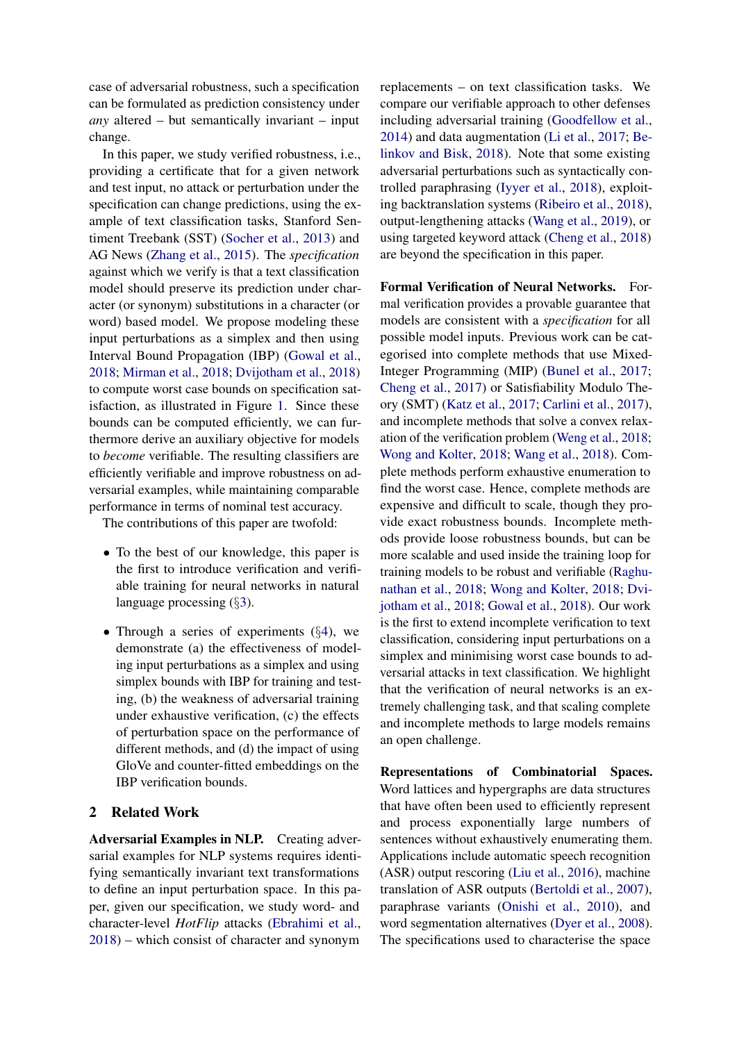case of adversarial robustness, such a specification can be formulated as prediction consistency under *any* altered – but semantically invariant – input change.

In this paper, we study verified robustness, i.e., providing a certificate that for a given network and test input, no attack or perturbation under the specification can change predictions, using the example of text classification tasks, Stanford Sentiment Treebank (SST) (Socher et al., 2013) and AG News (Zhang et al., 2015). The *specification* against which we verify is that a text classification model should preserve its prediction under character (or synonym) substitutions in a character (or word) based model. We propose modeling these input perturbations as a simplex and then using Interval Bound Propagation (IBP) (Gowal et al., 2018; Mirman et al., 2018; Dvijotham et al., 2018) to compute worst case bounds on specification satisfaction, as illustrated in Figure 1. Since these bounds can be computed efficiently, we can furthermore derive an auxiliary objective for models to *become* verifiable. The resulting classifiers are efficiently verifiable and improve robustness on adversarial examples, while maintaining comparable performance in terms of nominal test accuracy.

The contributions of this paper are twofold:

- To the best of our knowledge, this paper is the first to introduce verification and verifiable training for neural networks in natural language processing (§3).
- Through a series of experiments (§4), we demonstrate (a) the effectiveness of modeling input perturbations as a simplex and using simplex bounds with IBP for training and testing, (b) the weakness of adversarial training under exhaustive verification, (c) the effects of perturbation space on the performance of different methods, and (d) the impact of using GloVe and counter-fitted embeddings on the IBP verification bounds.

## 2 Related Work

**Adversarial Examples in NLP.** Creating adversarial examples for NLP systems requires identifying semantically invariant text transformations to define an input perturbation space. In this paper, given our specification, we study word- and character-level *HotFlip* attacks (Ebrahimi et al., 2018) – which consist of character and synonym replacements – on text classification tasks. We compare our verifiable approach to other defenses including adversarial training (Goodfellow et al., 2014) and data augmentation (Li et al., 2017; Belinkov and Bisk, 2018). Note that some existing adversarial perturbations such as syntactically controlled paraphrasing (Iyyer et al., 2018), exploiting backtranslation systems (Ribeiro et al., 2018), output-lengthening attacks (Wang et al., 2019), or using targeted keyword attack (Cheng et al., 2018) are beyond the specification in this paper.

**Formal Verification of Neural Networks.** Formal verification provides a provable guarantee that models are consistent with a *specification* for all possible model inputs. Previous work can be categorised into complete methods that use Mixed-Integer Programming (MIP) (Bunel et al., 2017; Cheng et al., 2017) or Satisfiability Modulo Theory (SMT) (Katz et al., 2017; Carlini et al., 2017), and incomplete methods that solve a convex relaxation of the verification problem (Weng et al., 2018; Wong and Kolter, 2018; Wang et al., 2018). Complete methods perform exhaustive enumeration to find the worst case. Hence, complete methods are expensive and difficult to scale, though they provide exact robustness bounds. Incomplete methods provide loose robustness bounds, but can be more scalable and used inside the training loop for training models to be robust and verifiable (Raghunathan et al., 2018; Wong and Kolter, 2018; Dvijotham et al., 2018; Gowal et al., 2018). Our work is the first to extend incomplete verification to text classification, considering input perturbations on a simplex and minimising worst case bounds to adversarial attacks in text classification. We highlight that the verification of neural networks is an extremely challenging task, and that scaling complete and incomplete methods to large models remains an open challenge.

**Representations of Combinatorial Spaces.** Word lattices and hypergraphs are data structures that have often been used to efficiently represent and process exponentially large numbers of sentences without exhaustively enumerating them. Applications include automatic speech recognition (ASR) output rescoring (Liu et al., 2016), machine translation of ASR outputs (Bertoldi et al., 2007), paraphrase variants (Onishi et al., 2010), and word segmentation alternatives (Dyer et al., 2008). The specifications used to characterise the space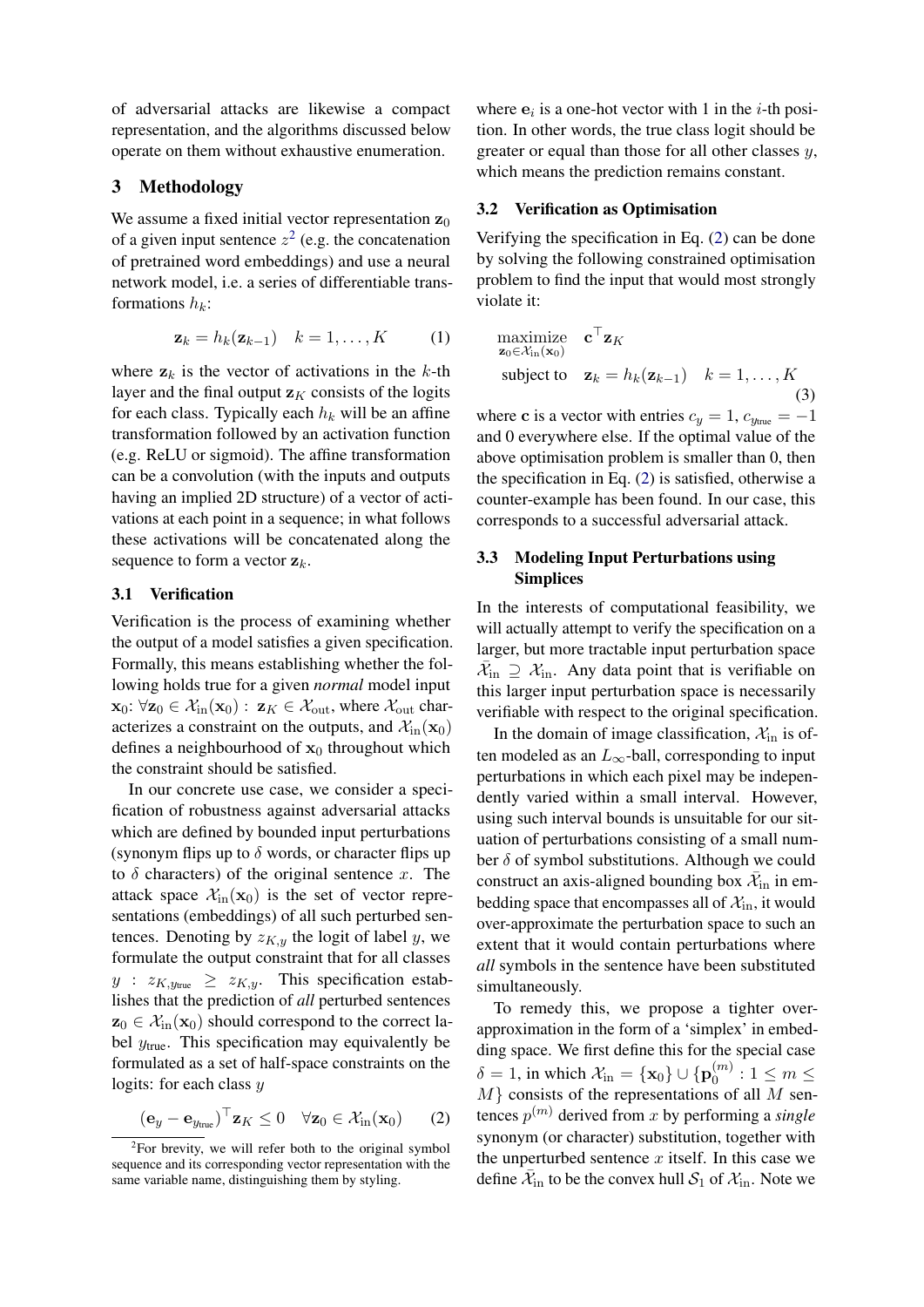of adversarial attacks are likewise a compact representation, and the algorithms discussed below operate on them without exhaustive enumeration.

## 3 Methodology

We assume a fixed initial vector representation $\mathbf{z}_0$ of a given input sentence $z$[2] (e.g. the concatenation of pretrained word embeddings) and use a neural network model, i.e. a series of differentiable transformations $h_k$:

$$\mathbf{z}_k = h_k(\mathbf{z}_{k-1}) \quad k = 1, \ldots, K \tag{1}$$

where $\mathbf{z}_k$ is the vector of activations in the $k$-th layer and the final output $\mathbf{z}_K$ consists of the logits for each class. Typically each $h_k$ will be an affine transformation followed by an activation function (e.g. ReLU or sigmoid). The affine transformation can be a convolution (with the inputs and outputs having an implied 2D structure) of a vector of activations at each point in a sequence; in what follows these activations will be concatenated along the sequence to form a vector $\mathbf{z}_k$.

### 3.1 Verification

Verification is the process of examining whether the output of a model satisfies a given specification. Formally, this means establishing whether the following holds true for a given *normal* model input $\mathbf{x}_0$: $\forall \mathbf{z}_0 \in \mathcal{X}_{\text{in}}(\mathbf{x}_0) : \mathbf{z}_K \in \mathcal{X}_{\text{out}}$, where $\mathcal{X}_{\text{out}}$ characterizes a constraint on the outputs, and $\mathcal{X}_{\text{in}}(\mathbf{x}_0)$ defines a neighbourhood of $\mathbf{x}_0$ throughout which the constraint should be satisfied.

In our concrete use case, we consider a specification of robustness against adversarial attacks which are defined by bounded input perturbations (synonym flips up to $\delta$ words, or character flips up to $\delta$ characters) of the original sentence $x$. The attack space $\mathcal{X}_{\text{in}}(\mathbf{x}_0)$ is the set of vector representations (embeddings) of all such perturbed sentences. Denoting by $z_{K,y}$ the logit of label $y$, we formulate the output constraint that for all classes $y$ : $z_{K,y_{\text{true}}} \geq z_{K,y}$. This specification establishes that the prediction of *all* perturbed sentences $\mathbf{z}_0 \in \mathcal{X}_{\text{in}}(\mathbf{x}_0)$ should correspond to the correct label $y_{\text{true}}$. This specification may equivalently be formulated as a set of half-space constraints on the logits: for each class $y$

$$(\mathbf{e}_y - \mathbf{e}_{y_{\text{true}}})^\top \mathbf{z}_K \leq 0 \quad \forall \mathbf{z}_0 \in \mathcal{X}_{\text{in}}(\mathbf{x}_0) \tag{2}$$

where $\mathbf{e}_i$ is a one-hot vector with 1 in the $i$-th position. In other words, the true class logit should be greater or equal than those for all other classes $y$, which means the prediction remains constant.

[2] For brevity, we will refer both to the original symbol sequence and its corresponding vector representation with the same variable name, distinguishing them by styling.

### 3.2 Verification as Optimisation

Verifying the specification in Eq. (2) can be done by solving the following constrained optimisation problem to find the input that would most strongly violate it:

$$\begin{aligned} \underset{\mathbf{z}_0 \in \mathcal{X}_{\text{in}}(\mathbf{x}_0)}{\text{maximize}} \quad & \mathbf{c}^\top \mathbf{z}_K \\ \text{subject to} \quad & \mathbf{z}_k = h_k(\mathbf{z}_{k-1}) \quad k = 1, \ldots, K \end{aligned} \tag{3}$$

where $\mathbf{c}$ is a vector with entries $c_y = 1$, $c_{y_{\text{true}}} = -1$ and 0 everywhere else. If the optimal value of the above optimisation problem is smaller than 0, then the specification in Eq. (2) is satisfied, otherwise a counter-example has been found. In our case, this corresponds to a successful adversarial attack.

### 3.3 Modeling Input Perturbations using Simplices

In the interests of computational feasibility, we will actually attempt to verify the specification on a larger, but more tractable input perturbation space $\bar{\mathcal{X}}_{\text{in}} \supseteq \mathcal{X}_{\text{in}}$. Any data point that is verifiable on this larger input perturbation space is necessarily verifiable with respect to the original specification.

In the domain of image classification, $\mathcal{X}_{\text{in}}$ is often modeled as an $L_\infty$-ball, corresponding to input perturbations in which each pixel may be independently varied within a small interval. However, using such interval bounds is unsuitable for our situation of perturbations consisting of a small number $\delta$ of symbol substitutions. Although we could construct an axis-aligned bounding box $\bar{\mathcal{X}}_{\text{in}}$ in embedding space that encompasses all of $\mathcal{X}_{\text{in}}$, it would over-approximate the perturbation space to such an extent that it would contain perturbations where *all* symbols in the sentence have been substituted simultaneously.

To remedy this, we propose a tighter over-approximation in the form of a 'simplex' in embedding space. We first define this for the special case $\delta = 1$, in which $\mathcal{X}_{\text{in}} = \{\mathbf{x}_0\} \cup \{\mathbf{p}_0^{(m)} : 1 \leq m \leq M\}$ consists of the representations of all $M$ sentences $p^{(m)}$ derived from $x$ by performing a *single* synonym (or character) substitution, together with the unperturbed sentence $x$ itself. In this case we define $\bar{\mathcal{X}}_{\text{in}}$ to be the convex hull $\mathcal{S}_1$ of $\mathcal{X}_{\text{in}}$. Note we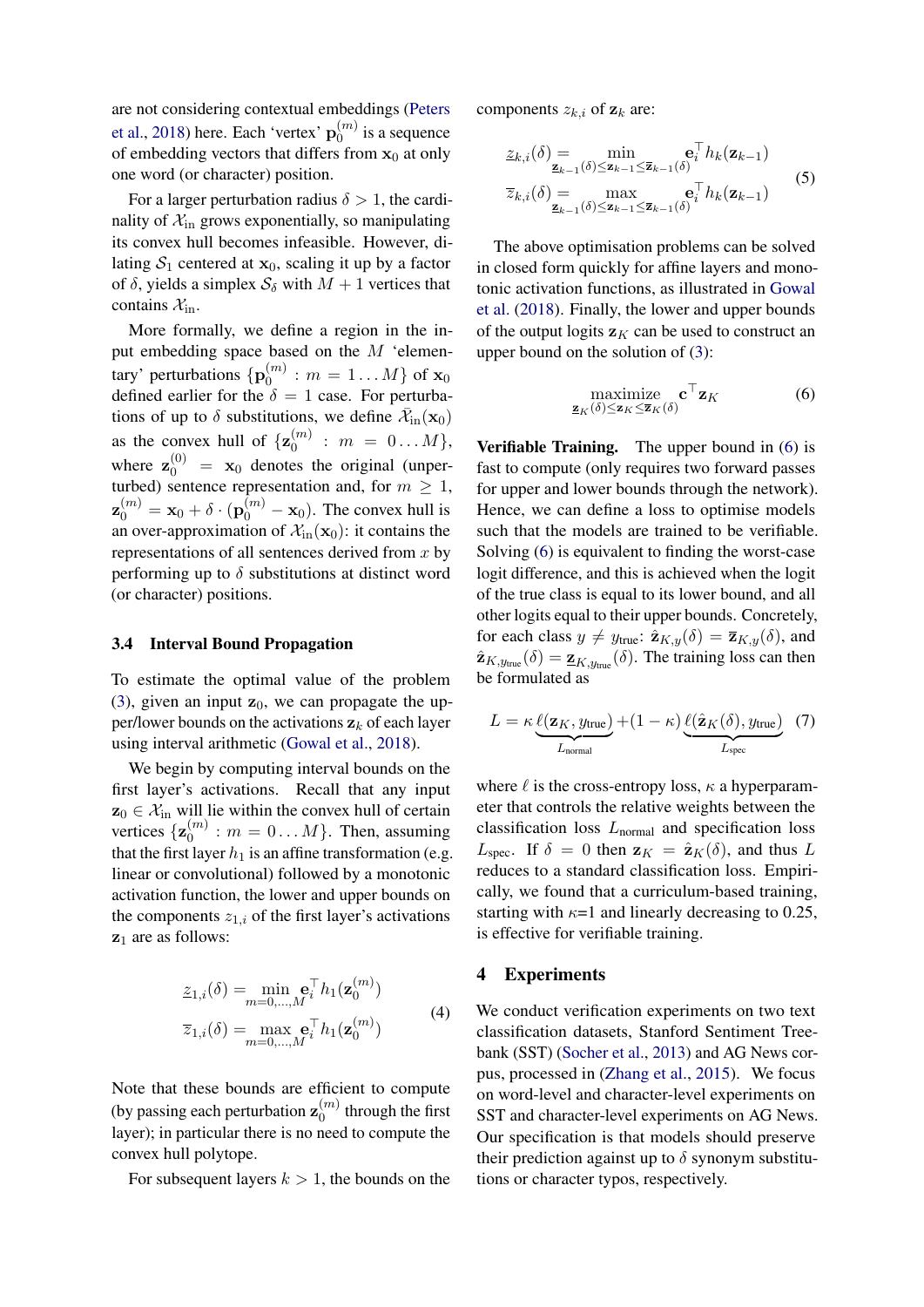are not considering contextual embeddings (Peters et al., 2018) here. Each 'vertex' $\mathbf{p}_0^{(m)}$ is a sequence of embedding vectors that differs from $\mathbf{x}_0$ at only one word (or character) position.

For a larger perturbation radius $\delta > 1$, the cardinality of $\mathcal{X}_{\text{in}}$ grows exponentially, so manipulating its convex hull becomes infeasible. However, dilating $\mathcal{S}_1$ centered at $\mathbf{x}_0$, scaling it up by a factor of $\delta$, yields a simplex $\mathcal{S}_\delta$ with $M+1$ vertices that contains $\mathcal{X}_{\text{in}}$.

More formally, we define a region in the input embedding space based on the $M$ 'elementary' perturbations $\{\mathbf{p}_0^{(m)} : m = 1 \dots M\}$ of $\mathbf{x}_0$ defined earlier for the $\delta = 1$ case. For perturbations of up to $\delta$ substitutions, we define $\bar{\mathcal{X}}_{\text{in}}(\mathbf{x}_0)$ as the convex hull of $\{\mathbf{z}_0^{(m)} : m = 0 \dots M\}$, where $\mathbf{z}_0^{(0)} = \mathbf{x}_0$ denotes the original (unperturbed) sentence representation and, for $m \geq 1$, $\mathbf{z}_0^{(m)} = \mathbf{x}_0 + \delta \cdot (\mathbf{p}_0^{(m)} - \mathbf{x}_0)$. The convex hull is an over-approximation of $\mathcal{X}_{\text{in}}(\mathbf{x}_0)$: it contains the representations of all sentences derived from $x$ by performing up to $\delta$ substitutions at distinct word (or character) positions.

### 3.4 Interval Bound Propagation

To estimate the optimal value of the problem (3), given an input $\mathbf{z}_0$, we can propagate the upper/lower bounds on the activations $\mathbf{z}_k$ of each layer using interval arithmetic (Gowal et al., 2018).

We begin by computing interval bounds on the first layer's activations. Recall that any input $\mathbf{z}_0 \in \bar{\mathcal{X}}_{\text{in}}$ will lie within the convex hull of certain vertices $\{\mathbf{z}_0^{(m)} : m = 0 \dots M\}$. Then, assuming that the first layer $h_1$ is an affine transformation (e.g. linear or convolutional) followed by a monotonic activation function, the lower and upper bounds on the components $z_{1,i}$ of the first layer's activations $\mathbf{z}_1$ are as follows:

$$
\begin{aligned}
\underline{z}_{1,i}(\delta) &= \min_{m=0,\dots,M} \mathbf{e}_i^\top h_1(\mathbf{z}_0^{(m)}) \\
\overline{z}_{1,i}(\delta) &= \max_{m=0,\dots,M} \mathbf{e}_i^\top h_1(\mathbf{z}_0^{(m)})
\end{aligned}
\tag{4}
$$

Note that these bounds are efficient to compute (by passing each perturbation $\mathbf{z}_0^{(m)}$ through the first layer); in particular there is no need to compute the convex hull polytope.

For subsequent layers $k > 1$, the bounds on the components $z_{k,i}$ of $\mathbf{z}_k$ are:

$$
\begin{aligned}
\underline{z}_{k,i}(\delta) &= \min_{\underline{\mathbf{z}}_{k-1}(\delta) \leq \mathbf{z}_{k-1} \leq \overline{\mathbf{z}}_{k-1}(\delta)} \mathbf{e}_i^\top h_k(\mathbf{z}_{k-1}) \\
\overline{z}_{k,i}(\delta) &= \max_{\underline{\mathbf{z}}_{k-1}(\delta) \leq \mathbf{z}_{k-1} \leq \overline{\mathbf{z}}_{k-1}(\delta)} \mathbf{e}_i^\top h_k(\mathbf{z}_{k-1})
\end{aligned}
\tag{5}
$$

The above optimisation problems can be solved in closed form quickly for affine layers and monotonic activation functions, as illustrated in Gowal et al. (2018). Finally, the lower and upper bounds of the output logits $\mathbf{z}_K$ can be used to construct an upper bound on the solution of (3):

$$
\underset{\underline{\mathbf{z}}_K(\delta) \leq \mathbf{z}_K \leq \overline{\mathbf{z}}_K(\delta)}{\text{maximize}} \; \mathbf{c}^\top \mathbf{z}_K \tag{6}
$$

**Verifiable Training.** The upper bound in (6) is fast to compute (only requires two forward passes for upper and lower bounds through the network). Hence, we can define a loss to optimise models such that the models are trained to be verifiable. Solving (6) is equivalent to finding the worst-case logit difference, and this is achieved when the logit of the true class is equal to its lower bound, and all other logits equal to their upper bounds. Concretely, for each class $y \neq y_{\text{true}}$: $\hat{\mathbf{z}}_{K,y}(\delta) = \overline{\mathbf{z}}_{K,y}(\delta)$, and $\hat{\mathbf{z}}_{K,y_{\text{true}}}(\delta) = \underline{\mathbf{z}}_{K,y_{\text{true}}}(\delta)$. The training loss can then be formulated as

$$
L = \kappa \underbrace{\ell(\mathbf{z}_K, y_{\text{true}})}_{L_{\text{normal}}} + (1-\kappa) \underbrace{\ell(\hat{\mathbf{z}}_K(\delta), y_{\text{true}})}_{L_{\text{spec}}} \tag{7}
$$

where $\ell$ is the cross-entropy loss, $\kappa$ a hyperparameter that controls the relative weights between the classification loss $L_{\text{normal}}$ and specification loss $L_{\text{spec}}$. If $\delta = 0$ then $\mathbf{z}_K = \hat{\mathbf{z}}_K(\delta)$, and thus $L$ reduces to a standard classification loss. Empirically, we found that a curriculum-based training, starting with $\kappa$=1 and linearly decreasing to 0.25, is effective for verifiable training.

## 4 Experiments

We conduct verification experiments on two text classification datasets, Stanford Sentiment Treebank (SST) (Socher et al., 2013) and AG News corpus, processed in (Zhang et al., 2015). We focus on word-level and character-level experiments on SST and character-level experiments on AG News. Our specification is that models should preserve their prediction against up to $\delta$ synonym substitutions or character typos, respectively.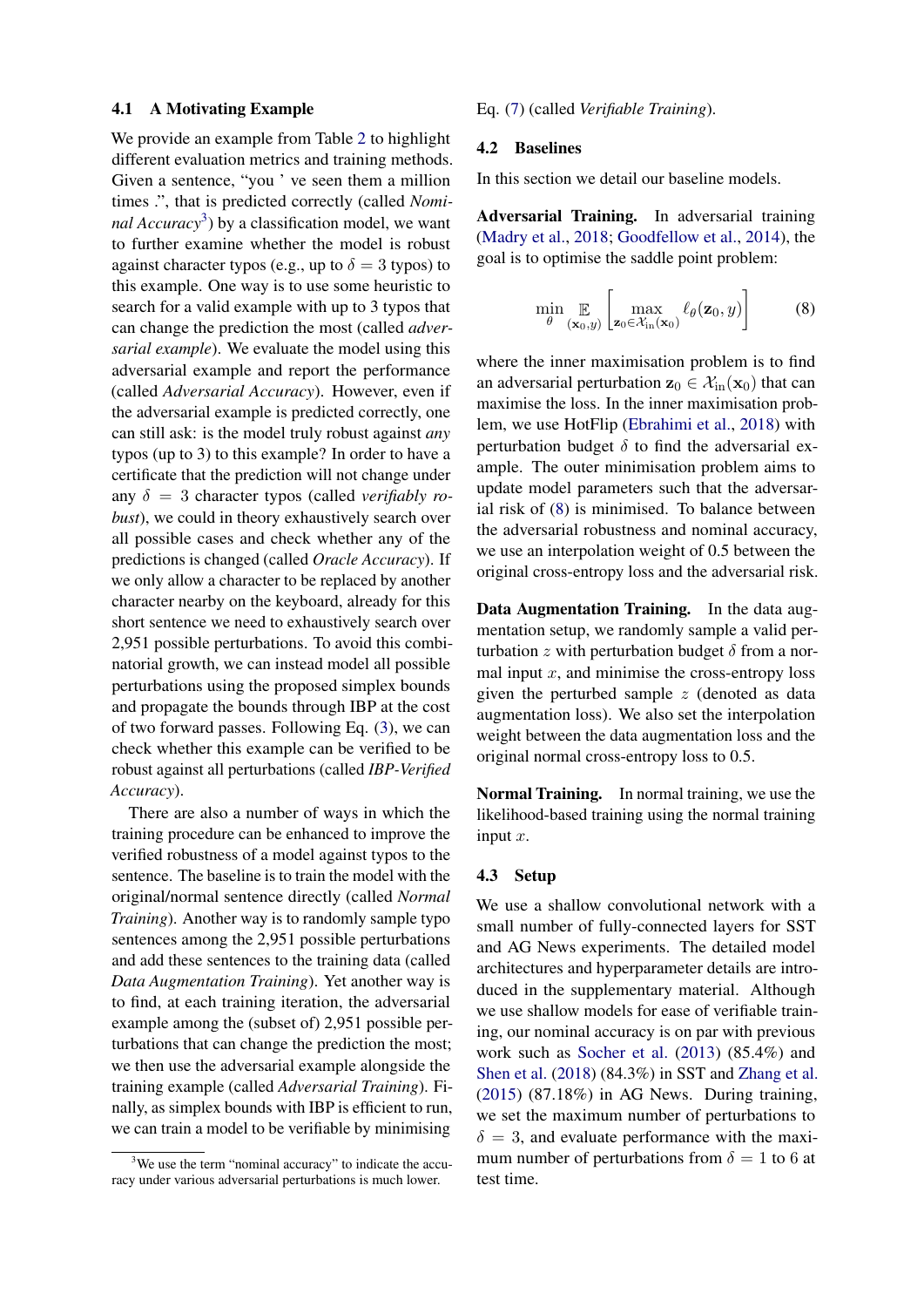### 4.1 A Motivating Example

We provide an example from Table 2 to highlight different evaluation metrics and training methods. Given a sentence, "you ' ve seen them a million times .", that is predicted correctly (called *Nominal Accuracy*[3]) by a classification model, we want to further examine whether the model is robust against character typos (e.g., up to $\delta = 3$ typos) to this example. One way is to use some heuristic to search for a valid example with up to 3 typos that can change the prediction the most (called *adversarial example*). We evaluate the model using this adversarial example and report the performance (called *Adversarial Accuracy*). However, even if the adversarial example is predicted correctly, one can still ask: is the model truly robust against *any* typos (up to 3) to this example? In order to have a certificate that the prediction will not change under any $\delta = 3$ character typos (called *verifiably robust*), we could in theory exhaustively search over all possible cases and check whether any of the predictions is changed (called *Oracle Accuracy*). If we only allow a character to be replaced by another character nearby on the keyboard, already for this short sentence we need to exhaustively search over 2,951 possible perturbations. To avoid this combinatorial growth, we can instead model all possible perturbations using the proposed simplex bounds and propagate the bounds through IBP at the cost of two forward passes. Following Eq. (3), we can check whether this example can be verified to be robust against all perturbations (called *IBP-Verified Accuracy*).

There are also a number of ways in which the training procedure can be enhanced to improve the verified robustness of a model against typos to the sentence. The baseline is to train the model with the original/normal sentence directly (called *Normal Training*). Another way is to randomly sample typo sentences among the 2,951 possible perturbations and add these sentences to the training data (called *Data Augmentation Training*). Yet another way is to find, at each training iteration, the adversarial example among the (subset of) 2,951 possible perturbations that can change the prediction the most; we then use the adversarial example alongside the training example (called *Adversarial Training*). Finally, as simplex bounds with IBP is efficient to run, we can train a model to be verifiable by minimising Eq. (7) (called *Verifiable Training*).

[3]We use the term "nominal accuracy" to indicate the accuracy under various adversarial perturbations is much lower.

### 4.2 Baselines

In this section we detail our baseline models.

**Adversarial Training.** In adversarial training (Madry et al., 2018; Goodfellow et al., 2014), the goal is to optimise the saddle point problem:

$$\min_{\theta} \mathop{\mathbb{E}}_{(\mathbf{x}_0, y)} \left[ \max_{\mathbf{z}_0 \in \mathcal{X}_{\text{in}}(\mathbf{x}_0)} \ell_\theta(\mathbf{z}_0, y) \right] \tag{8}$$

where the inner maximisation problem is to find an adversarial perturbation $\mathbf{z}_0 \in \mathcal{X}_{\text{in}}(\mathbf{x}_0)$ that can maximise the loss. In the inner maximisation problem, we use HotFlip (Ebrahimi et al., 2018) with perturbation budget $\delta$ to find the adversarial example. The outer minimisation problem aims to update model parameters such that the adversarial risk of (8) is minimised. To balance between the adversarial robustness and nominal accuracy, we use an interpolation weight of 0.5 between the original cross-entropy loss and the adversarial risk.

**Data Augmentation Training.** In the data augmentation setup, we randomly sample a valid perturbation $z$ with perturbation budget $\delta$ from a normal input $x$, and minimise the cross-entropy loss given the perturbed sample $z$ (denoted as data augmentation loss). We also set the interpolation weight between the data augmentation loss and the original normal cross-entropy loss to 0.5.

**Normal Training.** In normal training, we use the likelihood-based training using the normal training input $x$.

### 4.3 Setup

We use a shallow convolutional network with a small number of fully-connected layers for SST and AG News experiments. The detailed model architectures and hyperparameter details are introduced in the supplementary material. Although we use shallow models for ease of verifiable training, our nominal accuracy is on par with previous work such as Socher et al. (2013) (85.4%) and Shen et al. (2018) (84.3%) in SST and Zhang et al. (2015) (87.18%) in AG News. During training, we set the maximum number of perturbations to $\delta = 3$, and evaluate performance with the maximum number of perturbations from $\delta = 1$ to 6 at test time.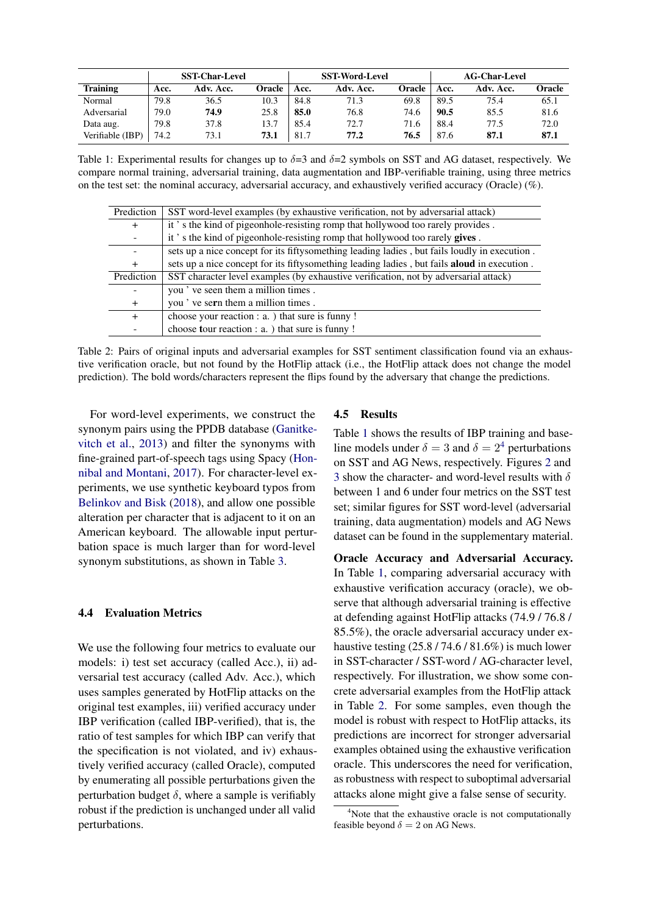| | SST-Char-Level | | | SST-Word-Level | | | AG-Char-Level | | |
|---|---|---|---|---|---|---|---|---|---|
| **Training** | **Acc.** | **Adv. Acc.** | **Oracle** | **Acc.** | **Adv. Acc.** | **Oracle** | **Acc.** | **Adv. Acc.** | **Oracle** |
| Normal | 79.8 | 36.5 | 10.3 | 84.8 | 71.3 | 69.8 | 89.5 | 75.4 | 65.1 |
| Adversarial | 79.0 | **74.9** | 25.8 | **85.0** | 76.8 | 74.6 | **90.5** | 85.5 | 81.6 |
| Data aug. | 79.8 | 37.8 | 13.7 | 85.4 | 72.7 | 71.6 | 88.4 | 77.5 | 72.0 |
| Verifiable (IBP) | 74.2 | 73.1 | **73.1** | 81.7 | **77.2** | **76.5** | 87.6 | **87.1** | **87.1** |

Table 1: Experimental results for changes up to $\delta$=3 and $\delta$=2 symbols on SST and AG dataset, respectively. We compare normal training, adversarial training, data augmentation and IBP-verifiable training, using three metrics on the test set: the nominal accuracy, adversarial accuracy, and exhaustively verified accuracy (Oracle) (%).

| Prediction | SST word-level examples (by exhaustive verification, not by adversarial attack) |
|---|---|
| + | it ' s the kind of pigeonhole-resisting romp that hollywood too rarely provides . |
| - | it ' s the kind of pigeonhole-resisting romp that hollywood too rarely **gives** . |
| - | sets up a nice concept for its fiftysomething leading ladies , but fails loudly in execution . |
| + | sets up a nice concept for its fiftysomething leading ladies , but fails **aloud** in execution . |
| **Prediction** | **SST character level examples (by exhaustive verification, not by adversarial attack)** |
| - | you ' ve seen them a million times . |
| + | you ' ve se**r**n them a million times . |
| + | choose your reaction : a. ) that sure is funny ! |
| - | choose **t**our reaction : a. ) that sure is funny ! |

Table 2: Pairs of original inputs and adversarial examples for SST sentiment classification found via an exhaustive verification oracle, but not found by the HotFlip attack (i.e., the HotFlip attack does not change the model prediction). The bold words/characters represent the flips found by the adversary that change the predictions.

For word-level experiments, we construct the synonym pairs using the PPDB database (Ganitkevitch et al., 2013) and filter the synonyms with fine-grained part-of-speech tags using Spacy (Honnibal and Montani, 2017). For character-level experiments, we use synthetic keyboard typos from Belinkov and Bisk (2018), and allow one possible alteration per character that is adjacent to it on an American keyboard. The allowable input perturbation space is much larger than for word-level synonym substitutions, as shown in Table 3.

### 4.4 Evaluation Metrics

We use the following four metrics to evaluate our models: i) test set accuracy (called Acc.), ii) adversarial test accuracy (called Adv. Acc.), which uses samples generated by HotFlip attacks on the original test examples, iii) verified accuracy under IBP verification (called IBP-verified), that is, the ratio of test samples for which IBP can verify that the specification is not violated, and iv) exhaustively verified accuracy (called Oracle), computed by enumerating all possible perturbations given the perturbation budget $\delta$, where a sample is verifiably robust if the prediction is unchanged under all valid perturbations.

### 4.5 Results

Table 1 shows the results of IBP training and baseline models under $\delta = 3$ and $\delta = 2$[4] perturbations on SST and AG News, respectively. Figures 2 and 3 show the character- and word-level results with $\delta$ between 1 and 6 under four metrics on the SST test set; similar figures for SST word-level (adversarial training, data augmentation) models and AG News dataset can be found in the supplementary material.

**Oracle Accuracy and Adversarial Accuracy.** In Table 1, comparing adversarial accuracy with exhaustive verification accuracy (oracle), we observe that although adversarial training is effective at defending against HotFlip attacks (74.9 / 76.8 / 85.5%), the oracle adversarial accuracy under exhaustive testing (25.8 / 74.6 / 81.6%) is much lower in SST-character / SST-word / AG-character level, respectively. For illustration, we show some concrete adversarial examples from the HotFlip attack in Table 2. For some samples, even though the model is robust with respect to HotFlip attacks, its predictions are incorrect for stronger adversarial examples obtained using the exhaustive verification oracle. This underscores the need for verification, as robustness with respect to suboptimal adversarial attacks alone might give a false sense of security.

[4]Note that the exhaustive oracle is not computationally feasible beyond $\delta = 2$ on AG News.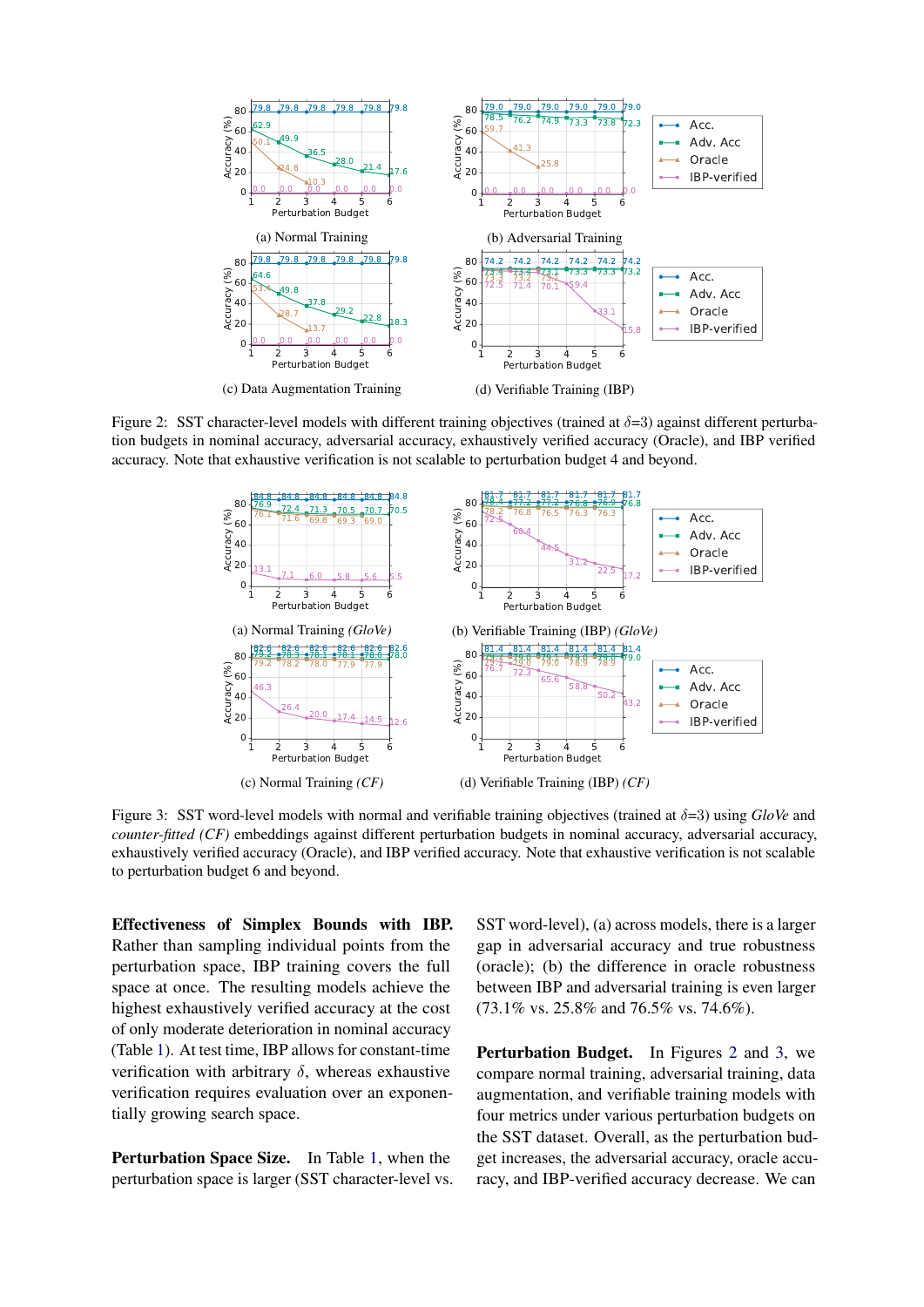(a) Normal Training

(b) Adversarial Training

(c) Data Augmentation Training

(d) Verifiable Training (IBP)

Figure 2: SST character-level models with different training objectives (trained at $\delta$=3) against different perturbation budgets in nominal accuracy, adversarial accuracy, exhaustively verified accuracy (Oracle), and IBP verified accuracy. Note that exhaustive verification is not scalable to perturbation budget 4 and beyond.

(a) Normal Training *(GloVe)*

(b) Verifiable Training (IBP) *(GloVe)*

(c) Normal Training *(CF)*

(d) Verifiable Training (IBP) *(CF)*

Figure 3: SST word-level models with normal and verifiable training objectives (trained at $\delta$=3) using *GloVe* and *counter-fitted (CF)* embeddings against different perturbation budgets in nominal accuracy, adversarial accuracy, exhaustively verified accuracy (Oracle), and IBP verified accuracy. Note that exhaustive verification is not scalable to perturbation budget 6 and beyond.

**Effectiveness of Simplex Bounds with IBP.** Rather than sampling individual points from the perturbation space, IBP training covers the full space at once. The resulting models achieve the highest exhaustively verified accuracy at the cost of only moderate deterioration in nominal accuracy (Table 1). At test time, IBP allows for constant-time verification with arbitrary $\delta$, whereas exhaustive verification requires evaluation over an exponentially growing search space.

**Perturbation Space Size.** In Table 1, when the perturbation space is larger (SST character-level vs. SST word-level), (a) across models, there is a larger gap in adversarial accuracy and true robustness (oracle); (b) the difference in oracle robustness between IBP and adversarial training is even larger (73.1% vs. 25.8% and 76.5% vs. 74.6%).

**Perturbation Budget.** In Figures 2 and 3, we compare normal training, adversarial training, data augmentation, and verifiable training models with four metrics under various perturbation budgets on the SST dataset. Overall, as the perturbation budget increases, the adversarial accuracy, oracle accuracy, and IBP-verified accuracy decrease. We can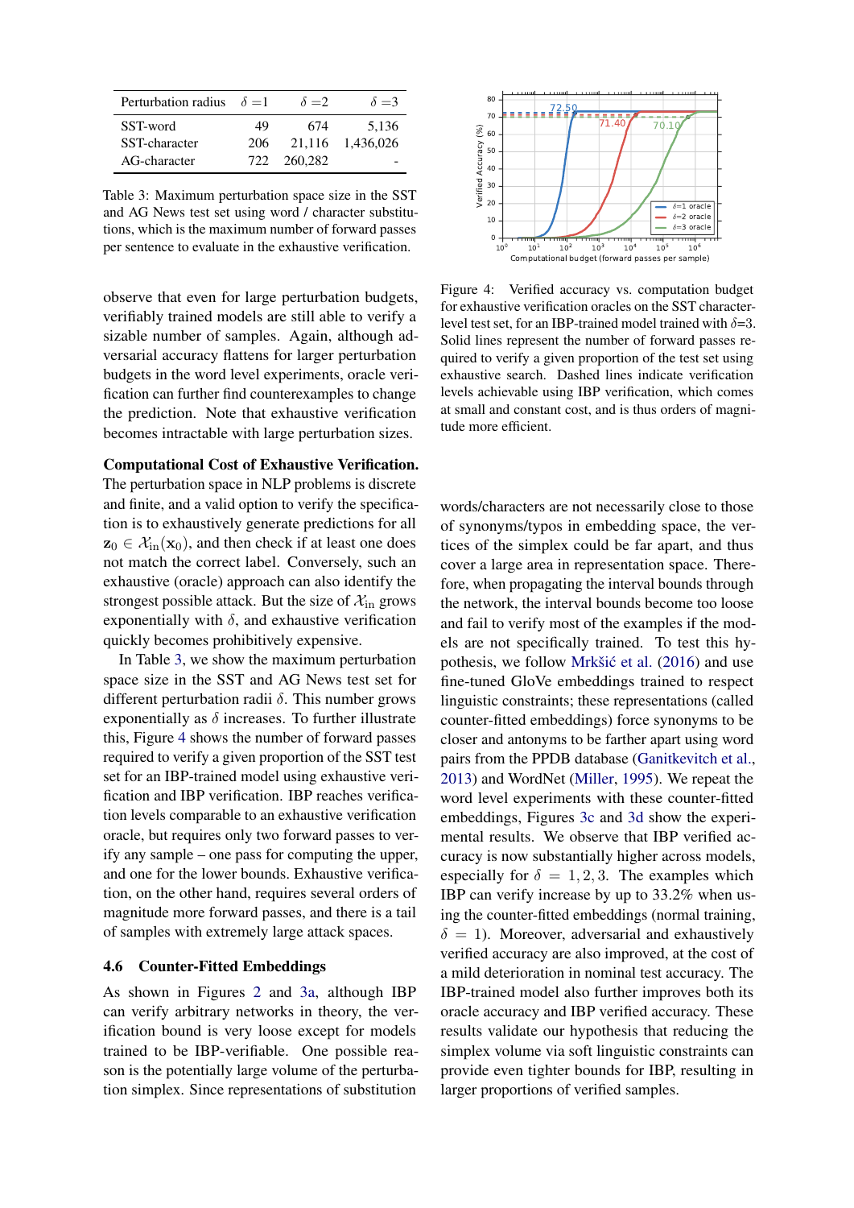| Perturbation radius | $\delta=1$ | $\delta=2$ | $\delta=3$ |
|---|---|---|---|
| SST-word | 49 | 674 | 5,136 |
| SST-character | 206 | 21,116 | 1,436,026 |
| AG-character | 722 | 260,282 | - |

Table 3: Maximum perturbation space size in the SST and AG News test set using word / character substitutions, which is the maximum number of forward passes per sentence to evaluate in the exhaustive verification.

Figure 4: Verified accuracy vs. computation budget for exhaustive verification oracles on the SST character-level test set, for an IBP-trained model trained with $\delta$=3. Solid lines represent the number of forward passes required to verify a given proportion of the test set using exhaustive search. Dashed lines indicate verification levels achievable using IBP verification, which comes at small and constant cost, and is thus orders of magnitude more efficient.

observe that even for large perturbation budgets, verifiably trained models are still able to verify a sizable number of samples. Again, although adversarial accuracy flattens for larger perturbation budgets in the word level experiments, oracle verification can further find counterexamples to change the prediction. Note that exhaustive verification becomes intractable with large perturbation sizes.

**Computational Cost of Exhaustive Verification.** The perturbation space in NLP problems is discrete and finite, and a valid option to verify the specification is to exhaustively generate predictions for all $\mathbf{z}_0 \in \mathcal{X}_{\text{in}}(\mathbf{x}_0)$, and then check if at least one does not match the correct label. Conversely, such an exhaustive (oracle) approach can also identify the strongest possible attack. But the size of $\mathcal{X}_{\text{in}}$ grows exponentially with $\delta$, and exhaustive verification quickly becomes prohibitively expensive.

In Table 3, we show the maximum perturbation space size in the SST and AG News test set for different perturbation radii $\delta$. This number grows exponentially as $\delta$ increases. To further illustrate this, Figure 4 shows the number of forward passes required to verify a given proportion of the SST test set for an IBP-trained model using exhaustive verification and IBP verification. IBP reaches verification levels comparable to an exhaustive verification oracle, but requires only two forward passes to verify any sample – one pass for computing the upper, and one for the lower bounds. Exhaustive verification, on the other hand, requires several orders of magnitude more forward passes, and there is a tail of samples with extremely large attack spaces.

### 4.6 Counter-Fitted Embeddings

As shown in Figures 2 and 3a, although IBP can verify arbitrary networks in theory, the verification bound is very loose except for models trained to be IBP-verifiable. One possible reason is the potentially large volume of the perturbation simplex. Since representations of substitution words/characters are not necessarily close to those of synonyms/typos in embedding space, the vertices of the simplex could be far apart, and thus cover a large area in representation space. Therefore, when propagating the interval bounds through the network, the interval bounds become too loose and fail to verify most of the examples if the models are not specifically trained. To test this hypothesis, we follow Mrkšić et al. (2016) and use fine-tuned GloVe embeddings trained to respect linguistic constraints; these representations (called counter-fitted embeddings) force synonyms to be closer and antonyms to be farther apart using word pairs from the PPDB database (Ganitkevitch et al., 2013) and WordNet (Miller, 1995). We repeat the word level experiments with these counter-fitted embeddings, Figures 3c and 3d show the experimental results. We observe that IBP verified accuracy is now substantially higher across models, especially for $\delta = 1, 2, 3$. The examples which IBP can verify increase by up to 33.2% when using the counter-fitted embeddings (normal training, $\delta = 1$). Moreover, adversarial and exhaustively verified accuracy are also improved, at the cost of a mild deterioration in nominal test accuracy. The IBP-trained model also further improves both its oracle accuracy and IBP verified accuracy. These results validate our hypothesis that reducing the simplex volume via soft linguistic constraints can provide even tighter bounds for IBP, resulting in larger proportions of verified samples.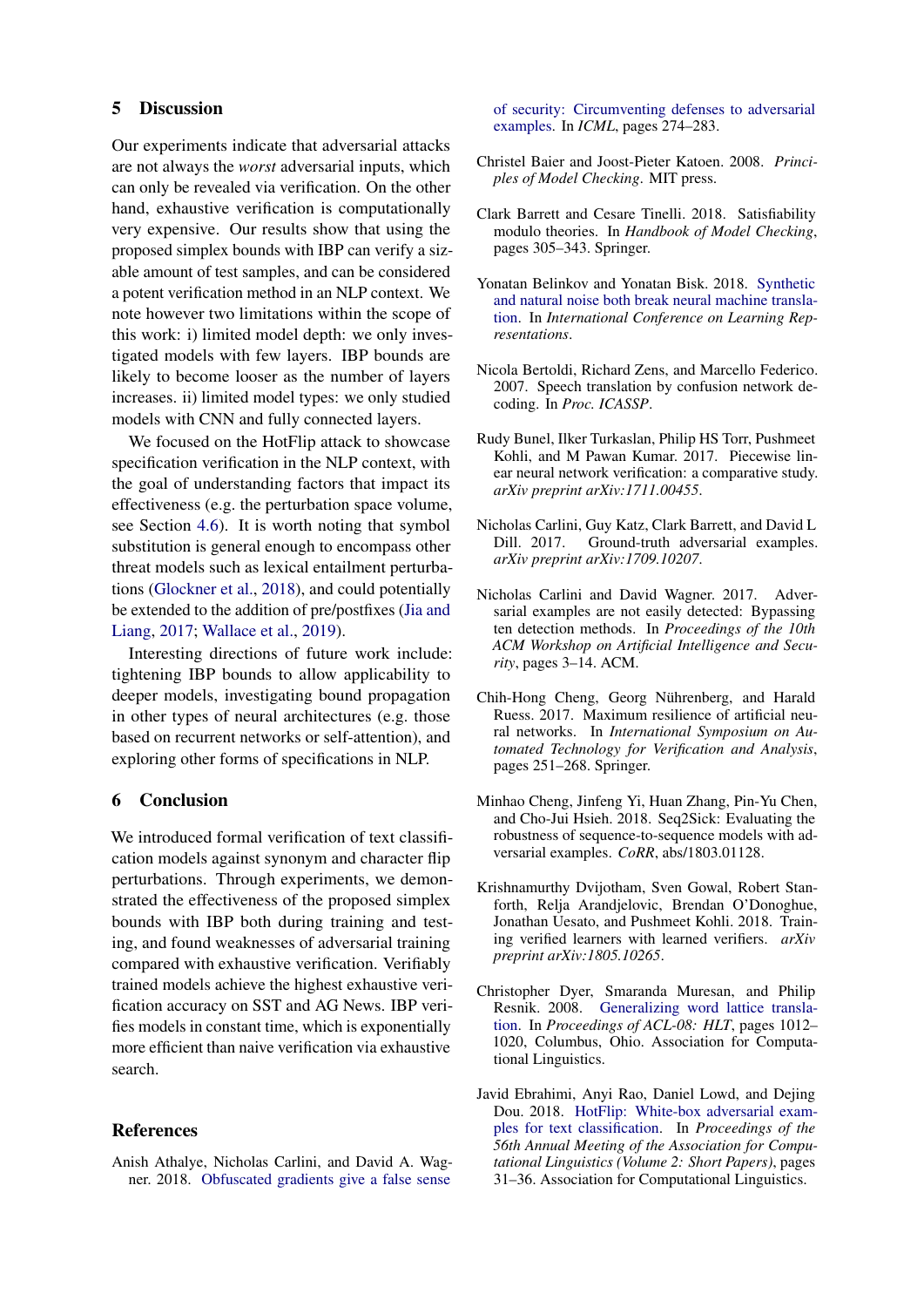## 5 Discussion

Our experiments indicate that adversarial attacks are not always the *worst* adversarial inputs, which can only be revealed via verification. On the other hand, exhaustive verification is computationally very expensive. Our results show that using the proposed simplex bounds with IBP can verify a sizable amount of test samples, and can be considered a potent verification method in an NLP context. We note however two limitations within the scope of this work: i) limited model depth: we only investigated models with few layers. IBP bounds are likely to become looser as the number of layers increases. ii) limited model types: we only studied models with CNN and fully connected layers.

We focused on the HotFlip attack to showcase specification verification in the NLP context, with the goal of understanding factors that impact its effectiveness (e.g. the perturbation space volume, see Section 4.6). It is worth noting that symbol substitution is general enough to encompass other threat models such as lexical entailment perturbations (Glockner et al., 2018), and could potentially be extended to the addition of pre/postfixes (Jia and Liang, 2017; Wallace et al., 2019).

Interesting directions of future work include: tightening IBP bounds to allow applicability to deeper models, investigating bound propagation in other types of neural architectures (e.g. those based on recurrent networks or self-attention), and exploring other forms of specifications in NLP.

## 6 Conclusion

We introduced formal verification of text classification models against synonym and character flip perturbations. Through experiments, we demonstrated the effectiveness of the proposed simplex bounds with IBP both during training and testing, and found weaknesses of adversarial training compared with exhaustive verification. Verifiably trained models achieve the highest exhaustive verification accuracy on SST and AG News. IBP verifies models in constant time, which is exponentially more efficient than naive verification via exhaustive search.

## References

Anish Athalye, Nicholas Carlini, and David A. Wagner. 2018. Obfuscated gradients give a false sense of security: Circumventing defenses to adversarial examples. In *ICML*, pages 274–283.

Christel Baier and Joost-Pieter Katoen. 2008. *Principles of Model Checking*. MIT press.

Clark Barrett and Cesare Tinelli. 2018. Satisfiability modulo theories. In *Handbook of Model Checking*, pages 305–343. Springer.

Yonatan Belinkov and Yonatan Bisk. 2018. Synthetic and natural noise both break neural machine translation. In *International Conference on Learning Representations*.

Nicola Bertoldi, Richard Zens, and Marcello Federico. 2007. Speech translation by confusion network decoding. In *Proc. ICASSP*.

Rudy Bunel, Ilker Turkaslan, Philip HS Torr, Pushmeet Kohli, and M Pawan Kumar. 2017. Piecewise linear neural network verification: a comparative study. *arXiv preprint arXiv:1711.00455*.

Nicholas Carlini, Guy Katz, Clark Barrett, and David L Dill. 2017. Ground-truth adversarial examples. *arXiv preprint arXiv:1709.10207*.

Nicholas Carlini and David Wagner. 2017. Adversarial examples are not easily detected: Bypassing ten detection methods. In *Proceedings of the 10th ACM Workshop on Artificial Intelligence and Security*, pages 3–14. ACM.

Chih-Hong Cheng, Georg Nührenberg, and Harald Ruess. 2017. Maximum resilience of artificial neural networks. In *International Symposium on Automated Technology for Verification and Analysis*, pages 251–268. Springer.

Minhao Cheng, Jinfeng Yi, Huan Zhang, Pin-Yu Chen, and Cho-Jui Hsieh. 2018. Seq2Sick: Evaluating the robustness of sequence-to-sequence models with adversarial examples. *CoRR*, abs/1803.01128.

Krishnamurthy Dvijotham, Sven Gowal, Robert Stanforth, Relja Arandjelovic, Brendan O'Donoghue, Jonathan Uesato, and Pushmeet Kohli. 2018. Training verified learners with learned verifiers. *arXiv preprint arXiv:1805.10265*.

Christopher Dyer, Smaranda Muresan, and Philip Resnik. 2008. Generalizing word lattice translation. In *Proceedings of ACL-08: HLT*, pages 1012–1020, Columbus, Ohio. Association for Computational Linguistics.

Javid Ebrahimi, Anyi Rao, Daniel Lowd, and Dejing Dou. 2018. HotFlip: White-box adversarial examples for text classification. In *Proceedings of the 56th Annual Meeting of the Association for Computational Linguistics (Volume 2: Short Papers)*, pages 31–36. Association for Computational Linguistics.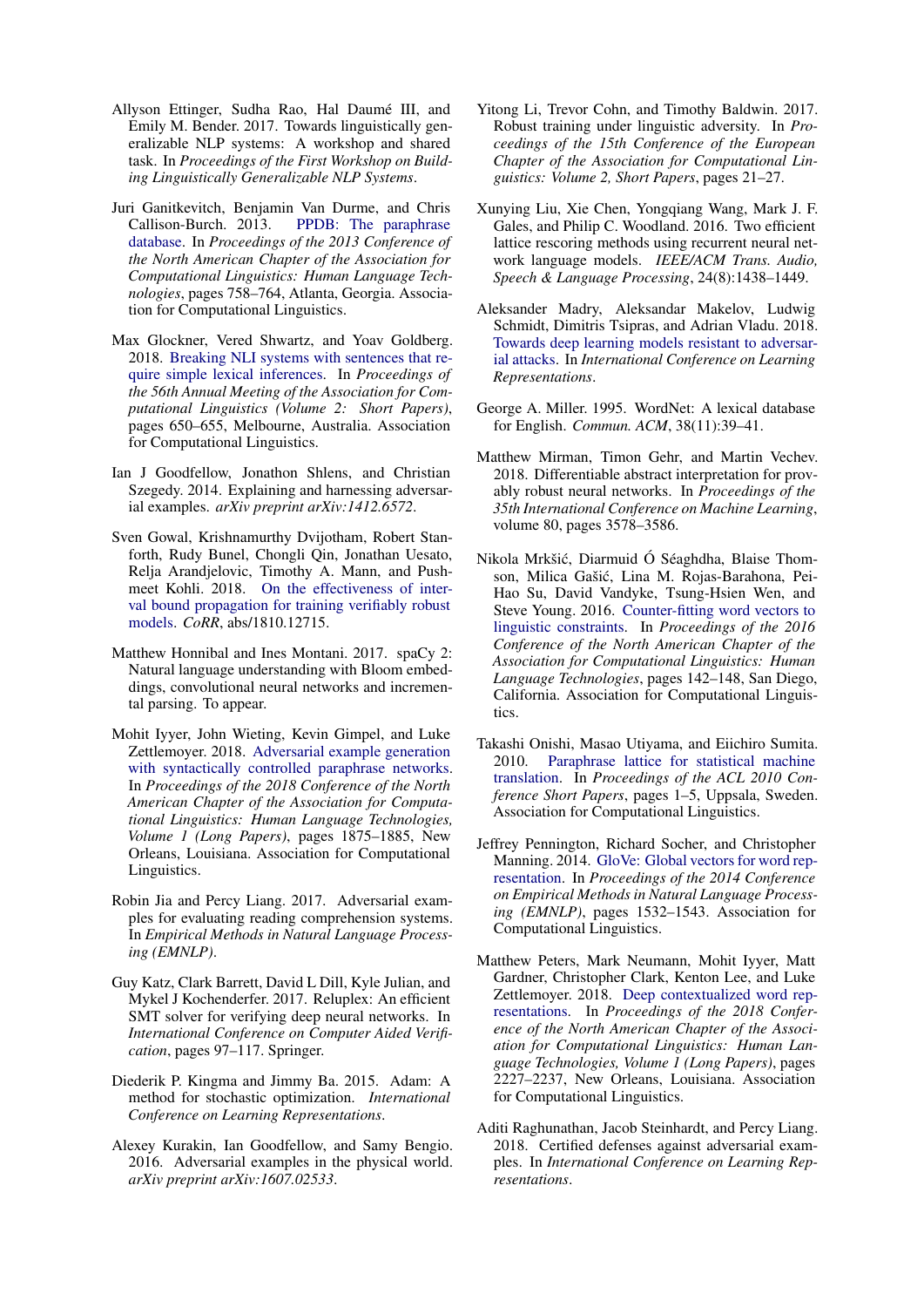Allyson Ettinger, Sudha Rao, Hal Daumé III, and Emily M. Bender. 2017. Towards linguistically generalizable NLP systems: A workshop and shared task. In *Proceedings of the First Workshop on Building Linguistically Generalizable NLP Systems*.

Juri Ganitkevitch, Benjamin Van Durme, and Chris Callison-Burch. 2013. PPDB: The paraphrase database. In *Proceedings of the 2013 Conference of the North American Chapter of the Association for Computational Linguistics: Human Language Technologies*, pages 758–764, Atlanta, Georgia. Association for Computational Linguistics.

Max Glockner, Vered Shwartz, and Yoav Goldberg. 2018. Breaking NLI systems with sentences that require simple lexical inferences. In *Proceedings of the 56th Annual Meeting of the Association for Computational Linguistics (Volume 2: Short Papers)*, pages 650–655, Melbourne, Australia. Association for Computational Linguistics.

Ian J Goodfellow, Jonathon Shlens, and Christian Szegedy. 2014. Explaining and harnessing adversarial examples. *arXiv preprint arXiv:1412.6572*.

Sven Gowal, Krishnamurthy Dvijotham, Robert Stanforth, Rudy Bunel, Chongli Qin, Jonathan Uesato, Relja Arandjelovic, Timothy A. Mann, and Pushmeet Kohli. 2018. On the effectiveness of interval bound propagation for training verifiably robust models. *CoRR*, abs/1810.12715.

Matthew Honnibal and Ines Montani. 2017. spaCy 2: Natural language understanding with Bloom embeddings, convolutional neural networks and incremental parsing. To appear.

Mohit Iyyer, John Wieting, Kevin Gimpel, and Luke Zettlemoyer. 2018. Adversarial example generation with syntactically controlled paraphrase networks. In *Proceedings of the 2018 Conference of the North American Chapter of the Association for Computational Linguistics: Human Language Technologies, Volume 1 (Long Papers)*, pages 1875–1885, New Orleans, Louisiana. Association for Computational Linguistics.

Robin Jia and Percy Liang. 2017. Adversarial examples for evaluating reading comprehension systems. In *Empirical Methods in Natural Language Processing (EMNLP)*.

Guy Katz, Clark Barrett, David L Dill, Kyle Julian, and Mykel J Kochenderfer. 2017. Reluplex: An efficient SMT solver for verifying deep neural networks. In *International Conference on Computer Aided Verification*, pages 97–117. Springer.

Diederik P. Kingma and Jimmy Ba. 2015. Adam: A method for stochastic optimization. *International Conference on Learning Representations*.

Alexey Kurakin, Ian Goodfellow, and Samy Bengio. 2016. Adversarial examples in the physical world. *arXiv preprint arXiv:1607.02533*.

Yitong Li, Trevor Cohn, and Timothy Baldwin. 2017. Robust training under linguistic adversity. In *Proceedings of the 15th Conference of the European Chapter of the Association for Computational Linguistics: Volume 2, Short Papers*, pages 21–27.

Xunying Liu, Xie Chen, Yongqiang Wang, Mark J. F. Gales, and Philip C. Woodland. 2016. Two efficient lattice rescoring methods using recurrent neural network language models. *IEEE/ACM Trans. Audio, Speech & Language Processing*, 24(8):1438–1449.

Aleksander Madry, Aleksandar Makelov, Ludwig Schmidt, Dimitris Tsipras, and Adrian Vladu. 2018. Towards deep learning models resistant to adversarial attacks. In *International Conference on Learning Representations*.

George A. Miller. 1995. WordNet: A lexical database for English. *Commun. ACM*, 38(11):39–41.

Matthew Mirman, Timon Gehr, and Martin Vechev. 2018. Differentiable abstract interpretation for provably robust neural networks. In *Proceedings of the 35th International Conference on Machine Learning*, volume 80, pages 3578–3586.

Nikola Mrkšić, Diarmuid Ó Séaghdha, Blaise Thomson, Milica Gašić, Lina M. Rojas-Barahona, Pei-Hao Su, David Vandyke, Tsung-Hsien Wen, and Steve Young. 2016. Counter-fitting word vectors to linguistic constraints. In *Proceedings of the 2016 Conference of the North American Chapter of the Association for Computational Linguistics: Human Language Technologies*, pages 142–148, San Diego, California. Association for Computational Linguistics.

Takashi Onishi, Masao Utiyama, and Eiichiro Sumita. 2010. Paraphrase lattice for statistical machine translation. In *Proceedings of the ACL 2010 Conference Short Papers*, pages 1–5, Uppsala, Sweden. Association for Computational Linguistics.

Jeffrey Pennington, Richard Socher, and Christopher Manning. 2014. GloVe: Global vectors for word representation. In *Proceedings of the 2014 Conference on Empirical Methods in Natural Language Processing (EMNLP)*, pages 1532–1543. Association for Computational Linguistics.

Matthew Peters, Mark Neumann, Mohit Iyyer, Matt Gardner, Christopher Clark, Kenton Lee, and Luke Zettlemoyer. 2018. Deep contextualized word representations. In *Proceedings of the 2018 Conference of the North American Chapter of the Association for Computational Linguistics: Human Language Technologies, Volume 1 (Long Papers)*, pages 2227–2237, New Orleans, Louisiana. Association for Computational Linguistics.

Aditi Raghunathan, Jacob Steinhardt, and Percy Liang. 2018. Certified defenses against adversarial examples. In *International Conference on Learning Representations*.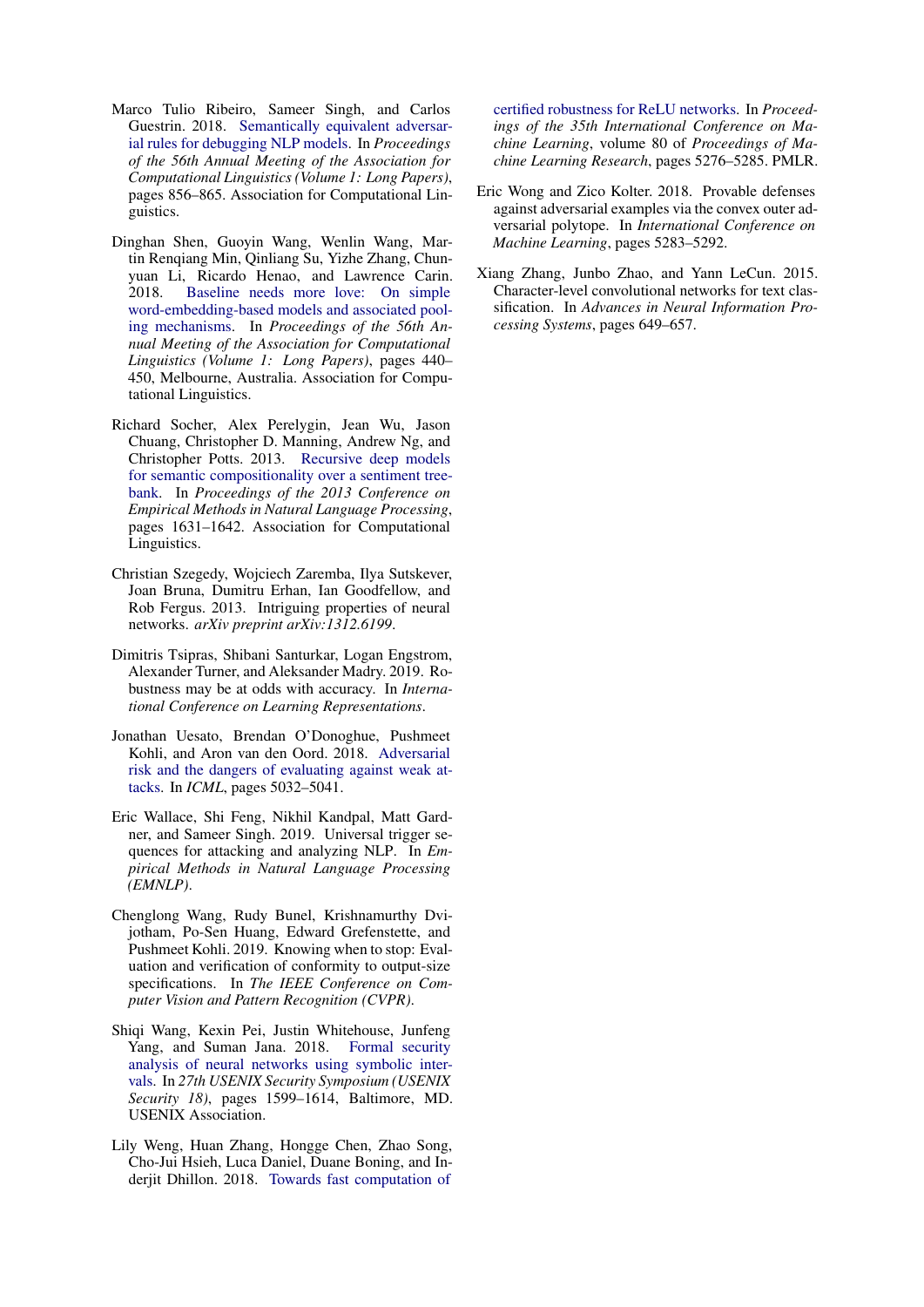Marco Tulio Ribeiro, Sameer Singh, and Carlos Guestrin. 2018. Semantically equivalent adversarial rules for debugging NLP models. In *Proceedings of the 56th Annual Meeting of the Association for Computational Linguistics (Volume 1: Long Papers)*, pages 856–865. Association for Computational Linguistics.

Dinghan Shen, Guoyin Wang, Wenlin Wang, Martin Renqiang Min, Qinliang Su, Yizhe Zhang, Chunyuan Li, Ricardo Henao, and Lawrence Carin. 2018. Baseline needs more love: On simple word-embedding-based models and associated pooling mechanisms. In *Proceedings of the 56th Annual Meeting of the Association for Computational Linguistics (Volume 1: Long Papers)*, pages 440–450, Melbourne, Australia. Association for Computational Linguistics.

Richard Socher, Alex Perelygin, Jean Wu, Jason Chuang, Christopher D. Manning, Andrew Ng, and Christopher Potts. 2013. Recursive deep models for semantic compositionality over a sentiment treebank. In *Proceedings of the 2013 Conference on Empirical Methods in Natural Language Processing*, pages 1631–1642. Association for Computational Linguistics.

Christian Szegedy, Wojciech Zaremba, Ilya Sutskever, Joan Bruna, Dumitru Erhan, Ian Goodfellow, and Rob Fergus. 2013. Intriguing properties of neural networks. *arXiv preprint arXiv:1312.6199*.

Dimitris Tsipras, Shibani Santurkar, Logan Engstrom, Alexander Turner, and Aleksander Madry. 2019. Robustness may be at odds with accuracy. In *International Conference on Learning Representations*.

Jonathan Uesato, Brendan O'Donoghue, Pushmeet Kohli, and Aron van den Oord. 2018. Adversarial risk and the dangers of evaluating against weak attacks. In *ICML*, pages 5032–5041.

Eric Wallace, Shi Feng, Nikhil Kandpal, Matt Gardner, and Sameer Singh. 2019. Universal trigger sequences for attacking and analyzing NLP. In *Empirical Methods in Natural Language Processing (EMNLP)*.

Chenglong Wang, Rudy Bunel, Krishnamurthy Dvijotham, Po-Sen Huang, Edward Grefenstette, and Pushmeet Kohli. 2019. Knowing when to stop: Evaluation and verification of conformity to output-size specifications. In *The IEEE Conference on Computer Vision and Pattern Recognition (CVPR)*.

Shiqi Wang, Kexin Pei, Justin Whitehouse, Junfeng Yang, and Suman Jana. 2018. Formal security analysis of neural networks using symbolic intervals. In *27th USENIX Security Symposium (USENIX Security 18)*, pages 1599–1614, Baltimore, MD. USENIX Association.

Lily Weng, Huan Zhang, Hongge Chen, Zhao Song, Cho-Jui Hsieh, Luca Daniel, Duane Boning, and Inderjit Dhillon. 2018. Towards fast computation of certified robustness for ReLU networks. In *Proceedings of the 35th International Conference on Machine Learning*, volume 80 of *Proceedings of Machine Learning Research*, pages 5276–5285. PMLR.

Eric Wong and Zico Kolter. 2018. Provable defenses against adversarial examples via the convex outer adversarial polytope. In *International Conference on Machine Learning*, pages 5283–5292.

Xiang Zhang, Junbo Zhao, and Yann LeCun. 2015. Character-level convolutional networks for text classification. In *Advances in Neural Information Processing Systems*, pages 649–657.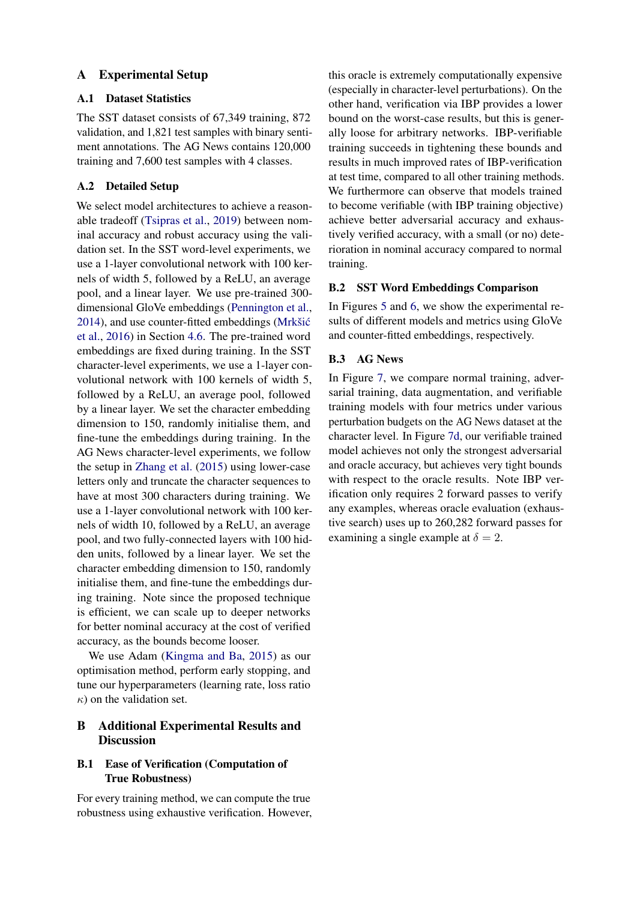# A Experimental Setup

## A.1 Dataset Statistics

The SST dataset consists of 67,349 training, 872 validation, and 1,821 test samples with binary sentiment annotations. The AG News contains 120,000 training and 7,600 test samples with 4 classes.

## A.2 Detailed Setup

We select model architectures to achieve a reasonable tradeoff (Tsipras et al., 2019) between nominal accuracy and robust accuracy using the validation set. In the SST word-level experiments, we use a 1-layer convolutional network with 100 kernels of width 5, followed by a ReLU, an average pool, and a linear layer. We use pre-trained 300-dimensional GloVe embeddings (Pennington et al., 2014), and use counter-fitted embeddings (Mrkšić et al., 2016) in Section 4.6. The pre-trained word embeddings are fixed during training. In the SST character-level experiments, we use a 1-layer convolutional network with 100 kernels of width 5, followed by a ReLU, an average pool, followed by a linear layer. We set the character embedding dimension to 150, randomly initialise them, and fine-tune the embeddings during training. In the AG News character-level experiments, we follow the setup in Zhang et al. (2015) using lower-case letters only and truncate the character sequences to have at most 300 characters during training. We use a 1-layer convolutional network with 100 kernels of width 10, followed by a ReLU, an average pool, and two fully-connected layers with 100 hidden units, followed by a linear layer. We set the character embedding dimension to 150, randomly initialise them, and fine-tune the embeddings during training. Note since the proposed technique is efficient, we can scale up to deeper networks for better nominal accuracy at the cost of verified accuracy, as the bounds become looser.

We use Adam (Kingma and Ba, 2015) as our optimisation method, perform early stopping, and tune our hyperparameters (learning rate, loss ratio $\kappa$) on the validation set.

# B Additional Experimental Results and Discussion

## B.1 Ease of Verification (Computation of True Robustness)

For every training method, we can compute the true robustness using exhaustive verification. However, this oracle is extremely computationally expensive (especially in character-level perturbations). On the other hand, verification via IBP provides a lower bound on the worst-case results, but this is generally loose for arbitrary networks. IBP-verifiable training succeeds in tightening these bounds and results in much improved rates of IBP-verification at test time, compared to all other training methods. We furthermore can observe that models trained to become verifiable (with IBP training objective) achieve better adversarial accuracy and exhaustively verified accuracy, with a small (or no) deterioration in nominal accuracy compared to normal training.

## B.2 SST Word Embeddings Comparison

In Figures 5 and 6, we show the experimental results of different models and metrics using GloVe and counter-fitted embeddings, respectively.

## B.3 AG News

In Figure 7, we compare normal training, adversarial training, data augmentation, and verifiable training models with four metrics under various perturbation budgets on the AG News dataset at the character level. In Figure 7d, our verifiable trained model achieves not only the strongest adversarial and oracle accuracy, but achieves very tight bounds with respect to the oracle results. Note IBP verification only requires 2 forward passes to verify any examples, whereas oracle evaluation (exhaustive search) uses up to 260,282 forward passes for examining a single example at $\delta = 2$.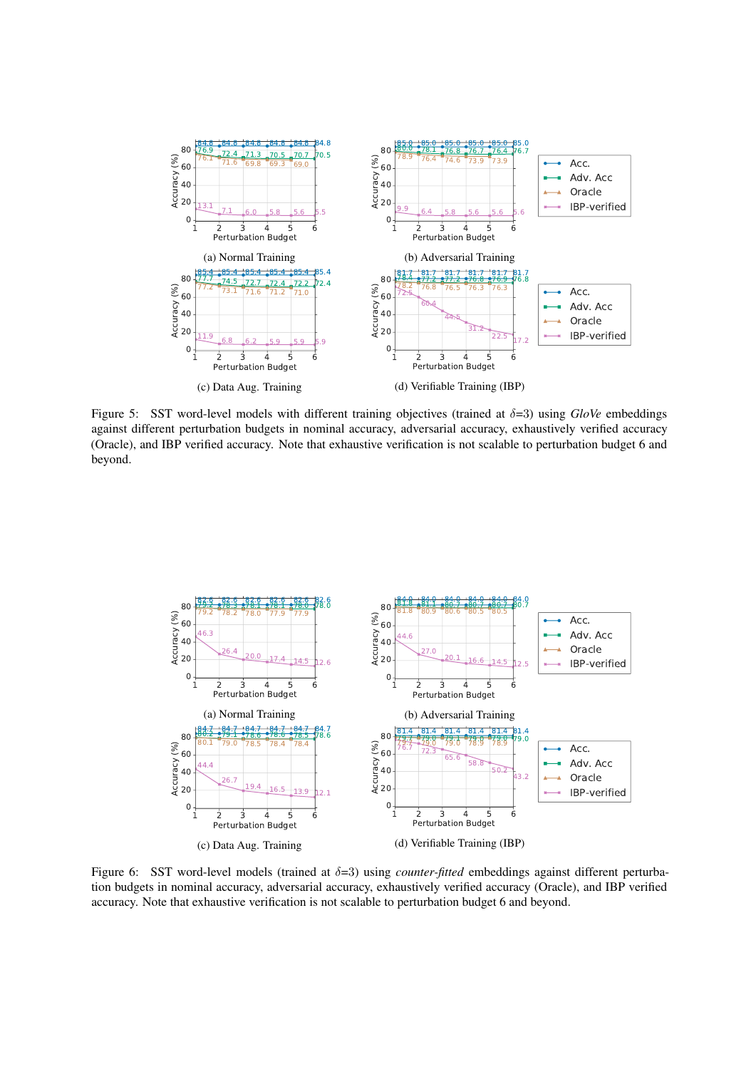(a) Normal Training

(b) Adversarial Training

(c) Data Aug. Training

(d) Verifiable Training (IBP)

Figure 5: SST word-level models with different training objectives (trained at $\delta$=3) using *GloVe* embeddings against different perturbation budgets in nominal accuracy, adversarial accuracy, exhaustively verified accuracy (Oracle), and IBP verified accuracy. Note that exhaustive verification is not scalable to perturbation budget 6 and beyond.

(a) Normal Training

(b) Adversarial Training

(c) Data Aug. Training

(d) Verifiable Training (IBP)

Figure 6: SST word-level models (trained at $\delta$=3) using *counter-fitted* embeddings against different perturbation budgets in nominal accuracy, adversarial accuracy, exhaustively verified accuracy (Oracle), and IBP verified accuracy. Note that exhaustive verification is not scalable to perturbation budget 6 and beyond.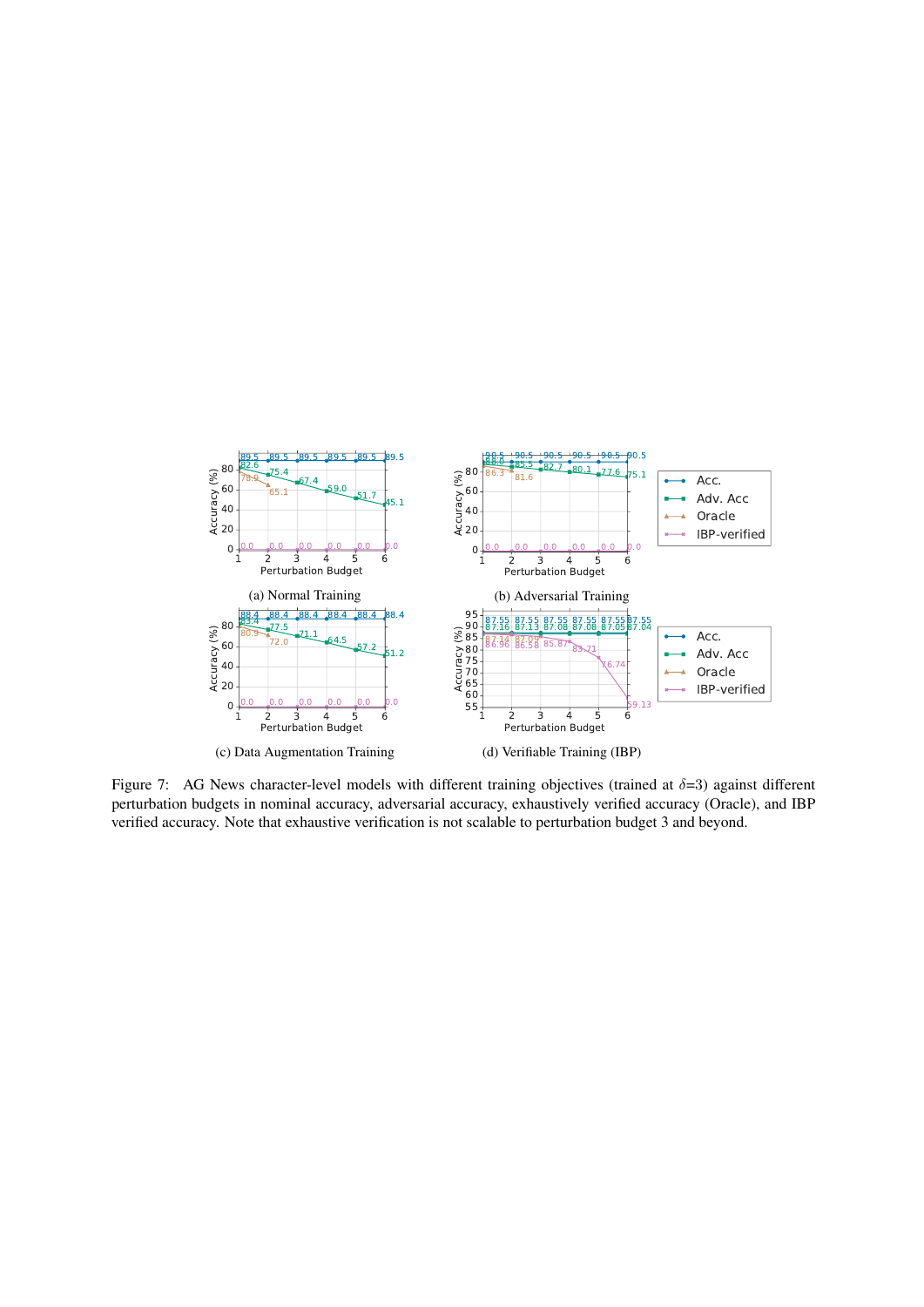Accuracy (%)

89.5 89.5 89.5 89.5 89.5 89.5
82.6
78.9
75.4
65.1
67.4
59.0
51.7
45.1
0.0 0.0 0.0 0.0 0.0 0.0

Perturbation Budget

(a) Normal Training

Accuracy (%)

90.5 90.5 90.5 90.5 90.5 90.5
88.0
86.3
85.5
81.6
82.7
80.1
77.6
75.1
0.0 0.0 0.0 0.0 0.0 0.0

Perturbation Budget

(b) Adversarial Training

Acc.
Adv. Acc
Oracle
IBP-verified

Accuracy (%)

88.4 88.4 88.4 88.4 88.4 88.4
83.4
80.9
77.5
72.0
71.1
64.5
57.2
51.2
0.0 0.0 0.0 0.0 0.0 0.0

Perturbation Budget

(c) Data Augmentation Training

Accuracy (%)

87.55 87.55 87.55 87.55 87.55 87.55
87.16 87.13 87.08 87.08 87.05 87.04
87.14 87.09
86.96 86.58 85.87
83.71
76.74
59.13

Perturbation Budget

(d) Verifiable Training (IBP)

Acc.
Adv. Acc
Oracle
IBP-verified

Figure 7: AG News character-level models with different training objectives (trained at $\delta$=3) against different perturbation budgets in nominal accuracy, adversarial accuracy, exhaustively verified accuracy (Oracle), and IBP verified accuracy. Note that exhaustive verification is not scalable to perturbation budget 3 and beyond.